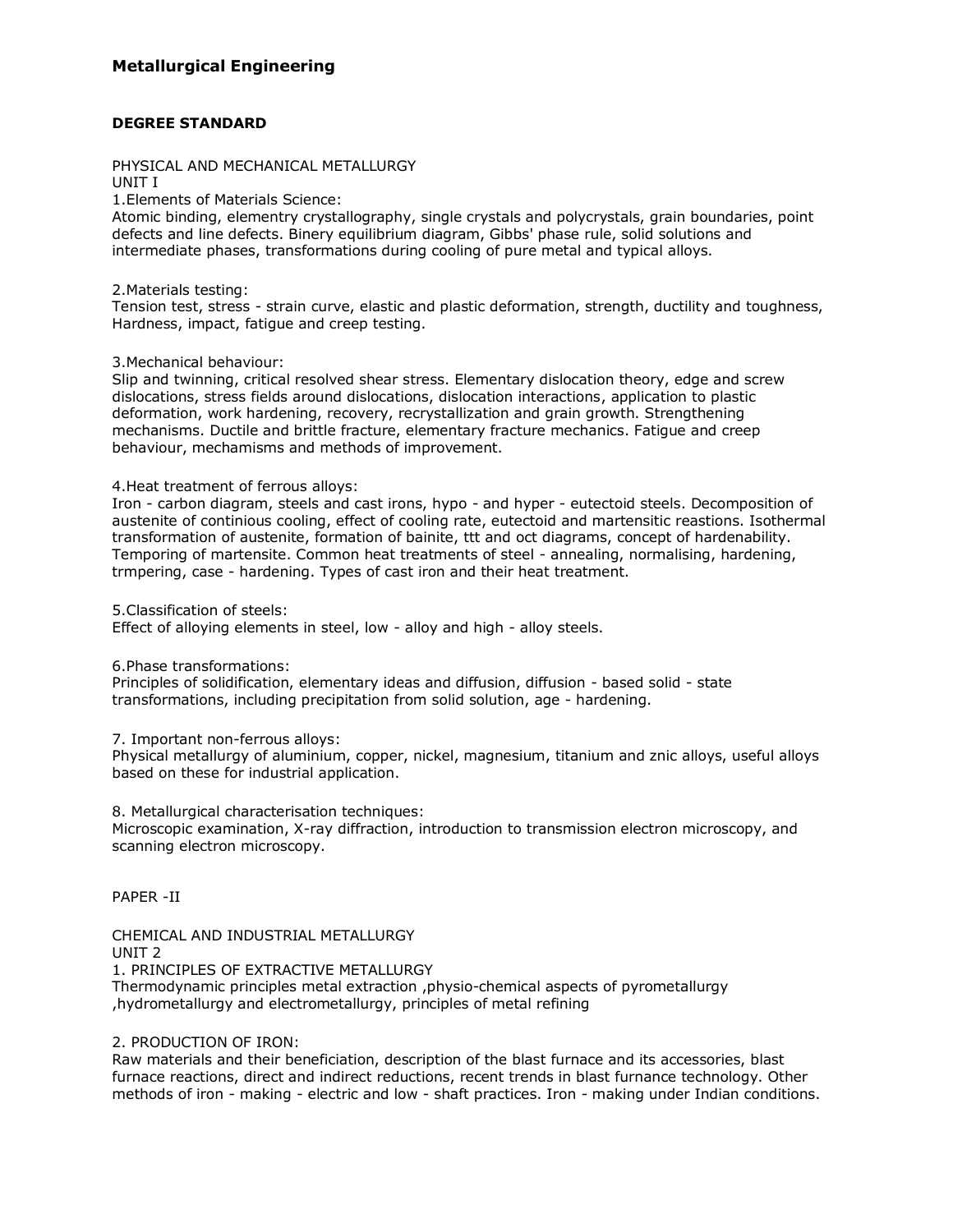# Metallurgical Engineering

**DEGREE STANDARD**

PHYSICAL AND MECHANICAL METALLURGY
UNIT I
1.Elements of Materials Science:
Atomic binding, elementry crystallography, single crystals and polycrystals, grain boundaries, point defects and line defects. Binery equilibrium diagram, Gibbs' phase rule, solid solutions and intermediate phases, transformations during cooling of pure metal and typical alloys.

2.Materials testing:
Tension test, stress - strain curve, elastic and plastic deformation, strength, ductility and toughness, Hardness, impact, fatigue and creep testing.

3.Mechanical behaviour:
Slip and twinning, critical resolved shear stress. Elementary dislocation theory, edge and screw dislocations, stress fields around dislocations, dislocation interactions, application to plastic deformation, work hardening, recovery, recrystallization and grain growth. Strengthening mechanisms. Ductile and brittle fracture, elementary fracture mechanics. Fatigue and creep behaviour, mechamisms and methods of improvement.

4.Heat treatment of ferrous alloys:
Iron - carbon diagram, steels and cast irons, hypo - and hyper - eutectoid steels. Decomposition of austenite of continious cooling, effect of cooling rate, eutectoid and martensitic reastions. Isothermal transformation of austenite, formation of bainite, ttt and oct diagrams, concept of hardenability. Temporing of martensite. Common heat treatments of steel - annealing, normalising, hardening, trmpering, case - hardening. Types of cast iron and their heat treatment.

5.Classification of steels:
Effect of alloying elements in steel, low - alloy and high - alloy steels.

6.Phase transformations:
Principles of solidification, elementary ideas and diffusion, diffusion - based solid - state transformations, including precipitation from solid solution, age - hardening.

7. Important non-ferrous alloys:
Physical metallurgy of aluminium, copper, nickel, magnesium, titanium and znic alloys, useful alloys based on these for industrial application.

8. Metallurgical characterisation techniques:
Microscopic examination, X-ray diffraction, introduction to transmission electron microscopy, and scanning electron microscopy.

PAPER -II

CHEMICAL AND INDUSTRIAL METALLURGY
UNIT 2
1. PRINCIPLES OF EXTRACTIVE METALLURGY
Thermodynamic principles metal extraction ,physio-chemical aspects of pyrometallurgy ,hydrometallurgy and electrometallurgy, principles of metal refining

2. PRODUCTION OF IRON:
Raw materials and their beneficiation, description of the blast furnace and its accessories, blast furnace reactions, direct and indirect reductions, recent trends in blast furnance technology. Other methods of iron - making - electric and low - shaft practices. Iron - making under Indian conditions.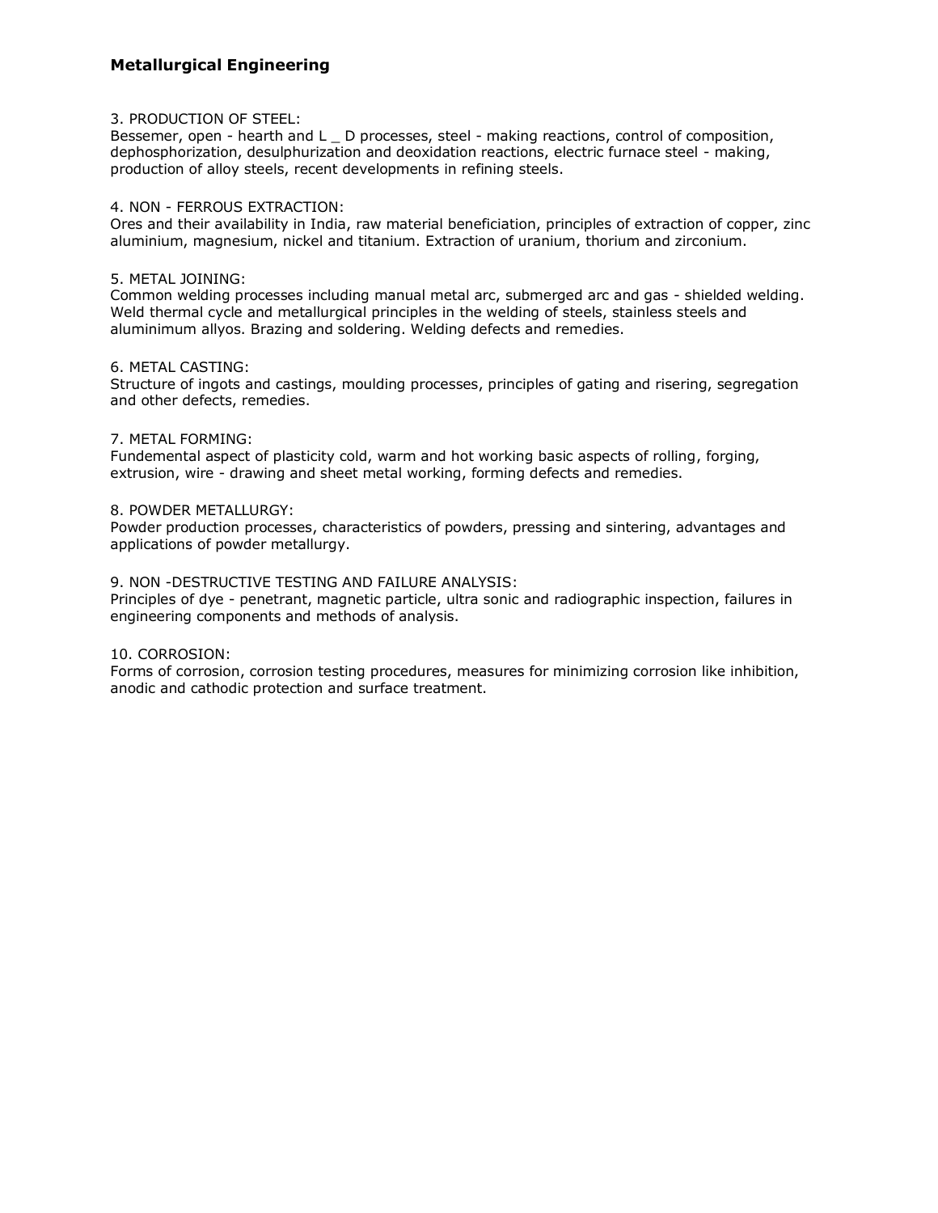**Metallurgical Engineering**

3. PRODUCTION OF STEEL:
Bessemer, open - hearth and L _ D processes, steel - making reactions, control of composition, dephosphorization, desulphurization and deoxidation reactions, electric furnace steel - making, production of alloy steels, recent developments in refining steels.

4. NON - FERROUS EXTRACTION:
Ores and their availability in India, raw material beneficiation, principles of extraction of copper, zinc aluminium, magnesium, nickel and titanium. Extraction of uranium, thorium and zirconium.

5. METAL JOINING:
Common welding processes including manual metal arc, submerged arc and gas - shielded welding. Weld thermal cycle and metallurgical principles in the welding of steels, stainless steels and aluminimum allyos. Brazing and soldering. Welding defects and remedies.

6. METAL CASTING:
Structure of ingots and castings, moulding processes, principles of gating and risering, segregation and other defects, remedies.

7. METAL FORMING:
Fundemental aspect of plasticity cold, warm and hot working basic aspects of rolling, forging, extrusion, wire - drawing and sheet metal working, forming defects and remedies.

8. POWDER METALLURGY:
Powder production processes, characteristics of powders, pressing and sintering, advantages and applications of powder metallurgy.

9. NON -DESTRUCTIVE TESTING AND FAILURE ANALYSIS:
Principles of dye - penetrant, magnetic particle, ultra sonic and radiographic inspection, failures in engineering components and methods of analysis.

10. CORROSION:
Forms of corrosion, corrosion testing procedures, measures for minimizing corrosion like inhibition, anodic and cathodic protection and surface treatment.